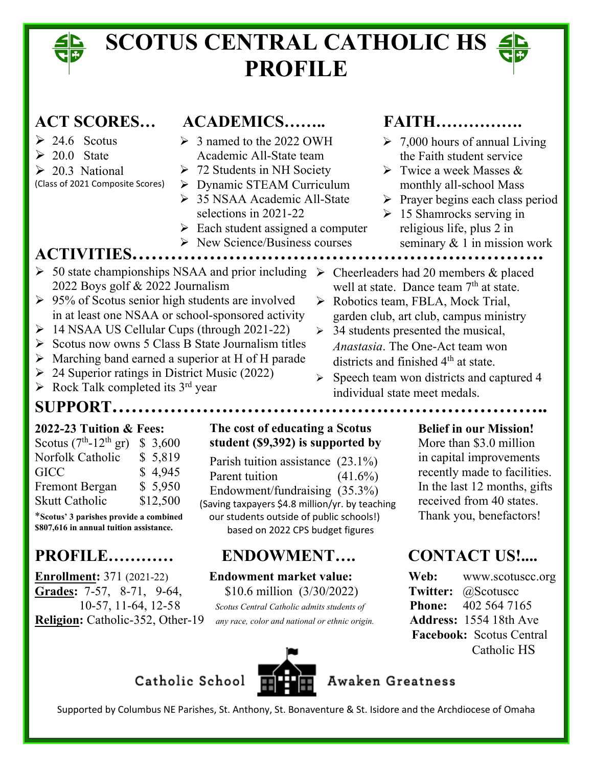# SCOTUS CENTRAL CATHOLIC HS PROFILE

## ACT SCORES…

- 24.6 Scotus
- 20.0 State
- 20.3 National

(Class of 2021 Composite Scores)

## ACADEMICS……..

- 3 named to the 2022 OWH Academic All-State team
- 72 Students in NH Society
- Dynamic STEAM Curriculum
- 35 NSAA Academic All-State selections in 2021-22
- Each student assigned a computer
- New Science/Business courses

## FAITH……………

- 7,000 hours of annual Living the Faith student service
- Twice a week Masses & monthly all-school Mass
- Prayer begins each class period
- 15 Shamrocks serving in religious life, plus 2 in seminary & 1 in mission work

## ACTIVITIES…………………………………………………………

- 50 state championships NSAA and prior including 2022 Boys golf & 2022 Journalism
- 95% of Scotus senior high students are involved in at least one NSAA or school-sponsored activity
- 14 NSAA US Cellular Cups (through 2021-22)
- Scotus now owns 5 Class B State Journalism titles
- Marching band earned a superior at H of H parade
- 24 Superior ratings in District Music (2022)
- Rock Talk completed its 3rd year
- Cheerleaders had 20 members & placed well at state. Dance team 7th at state.
- Robotics team, FBLA, Mock Trial, garden club, art club, campus ministry
- 34 students presented the musical, *Anastasia*. The One-Act team won districts and finished 4th at state.
- Speech team won districts and captured 4 individual state meet medals.

## SUPPORT……………………………………………………………..

**2022-23 Tuition & Fees:**

| | |
|---|---|
| Scotus (7th-12th gr) | $ 3,600 |
| Norfolk Catholic | $ 5,819 |
| GICC | $ 4,945 |
| Fremont Bergan | $ 5,950 |
| Skutt Catholic | $12,500 |

***Scotus' 3 parishes provide a combined $807,616 in annual tuition assistance.**

**The cost of educating a Scotus student ($9,392) is supported by**

| | |
|---|---|
| Parish tuition assistance | (23.1%) |
| Parent tuition | (41.6%) |
| Endowment/fundraising | (35.3%) |

(Saving taxpayers $4.8 million/yr. by teaching our students outside of public schools!) based on 2022 CPS budget figures

**Belief in our Mission!**

More than $3.0 million in capital improvements recently made to facilities. In the last 12 months, gifts received from 40 states. Thank you, benefactors!

## PROFILE…………

**Enrollment:** 371 (2021-22)

**Grades:** 7-57, 8-71, 9-64, 10-57, 11-64, 12-58

**Religion:** Catholic-352, Other-19

## ENDOWMENT….

**Endowment market value:**

$10.6 million (3/30/2022)

*Scotus Central Catholic admits students of any race, color and national or ethnic origin.*

## CONTACT US!....

**Web:** www.scotuscc.org

**Twitter:** @Scotuscc

**Phone:** 402 564 7165

**Address:** 1554 18th Ave

**Facebook:** Scotus Central Catholic HS

Catholic School Awaken Greatness

Supported by Columbus NE Parishes, St. Anthony, St. Bonaventure & St. Isidore and the Archdiocese of Omaha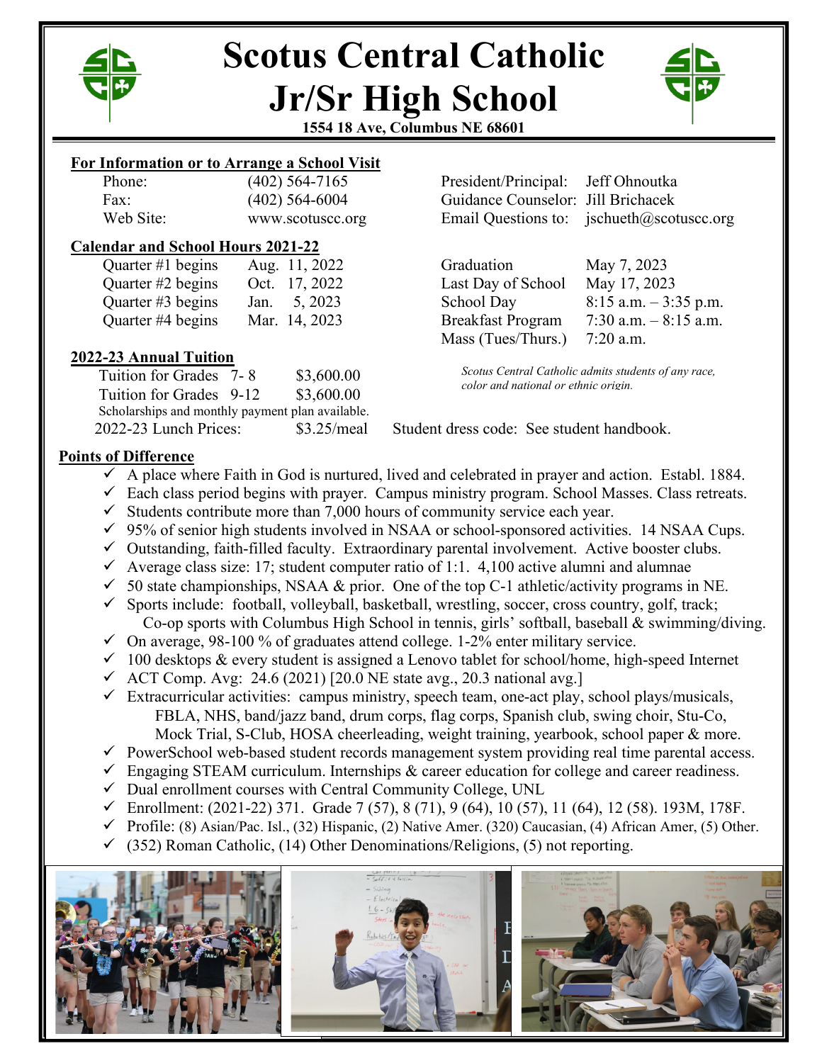# Scotus Central Catholic Jr/Sr High School

**1554 18 Ave, Columbus NE 68601**

**For Information or to Arrange a School Visit**

| | |
|---|---|
| Phone: | (402) 564-7165 |
| Fax: | (402) 564-6004 |
| Web Site: | www.scotuscc.org |

| | |
|---|---|
| President/Principal: | Jeff Ohnoutka |
| Guidance Counselor: | Jill Brichacek |
| Email Questions to: | jschueth@scotuscc.org |

**Calendar and School Hours 2021-22**

| | |
|---|---|
| Quarter #1 begins | Aug. 11, 2022 |
| Quarter #2 begins | Oct. 17, 2022 |
| Quarter #3 begins | Jan. 5, 2023 |
| Quarter #4 begins | Mar. 14, 2023 |

| | |
|---|---|
| Graduation | May 7, 2023 |
| Last Day of School | May 17, 2023 |
| School Day | 8:15 a.m. – 3:35 p.m. |
| Breakfast Program | 7:30 a.m. – 8:15 a.m. |
| Mass (Tues/Thurs.) | 7:20 a.m. |

**2022-23 Annual Tuition**

| | |
|---|---|
| Tuition for Grades 7- 8 | $3,600.00 |
| Tuition for Grades 9-12 | $3,600.00 |

Scholarships and monthly payment plan available.

2022-23 Lunch Prices: $3.25/meal

*Scotus Central Catholic admits students of any race, color and national or ethnic origin.*

Student dress code: See student handbook.

**Points of Difference**

- ✓ A place where Faith in God is nurtured, lived and celebrated in prayer and action. Establ. 1884.
- ✓ Each class period begins with prayer. Campus ministry program. School Masses. Class retreats.
- ✓ Students contribute more than 7,000 hours of community service each year.
- ✓ 95% of senior high students involved in NSAA or school-sponsored activities. 14 NSAA Cups.
- ✓ Outstanding, faith-filled faculty. Extraordinary parental involvement. Active booster clubs.
- ✓ Average class size: 17; student computer ratio of 1:1. 4,100 active alumni and alumnae
- ✓ 50 state championships, NSAA & prior. One of the top C-1 athletic/activity programs in NE.
- ✓ Sports include: football, volleyball, basketball, wrestling, soccer, cross country, golf, track; Co-op sports with Columbus High School in tennis, girls' softball, baseball & swimming/diving.
- ✓ On average, 98-100 % of graduates attend college. 1-2% enter military service.
- ✓ 100 desktops & every student is assigned a Lenovo tablet for school/home, high-speed Internet
- ✓ ACT Comp. Avg: 24.6 (2021) [20.0 NE state avg., 20.3 national avg.]
- ✓ Extracurricular activities: campus ministry, speech team, one-act play, school plays/musicals, FBLA, NHS, band/jazz band, drum corps, flag corps, Spanish club, swing choir, Stu-Co, Mock Trial, S-Club, HOSA cheerleading, weight training, yearbook, school paper & more.
- ✓ PowerSchool web-based student records management system providing real time parental access.
- ✓ Engaging STEAM curriculum. Internships & career education for college and career readiness.
- ✓ Dual enrollment courses with Central Community College, UNL
- ✓ Enrollment: (2021-22) 371. Grade 7 (57), 8 (71), 9 (64), 10 (57), 11 (64), 12 (58). 193M, 178F.
- ✓ Profile: (8) Asian/Pac. Isl., (32) Hispanic, (2) Native Amer. (320) Caucasian, (4) African Amer, (5) Other.
- ✓ (352) Roman Catholic, (14) Other Denominations/Religions, (5) not reporting.